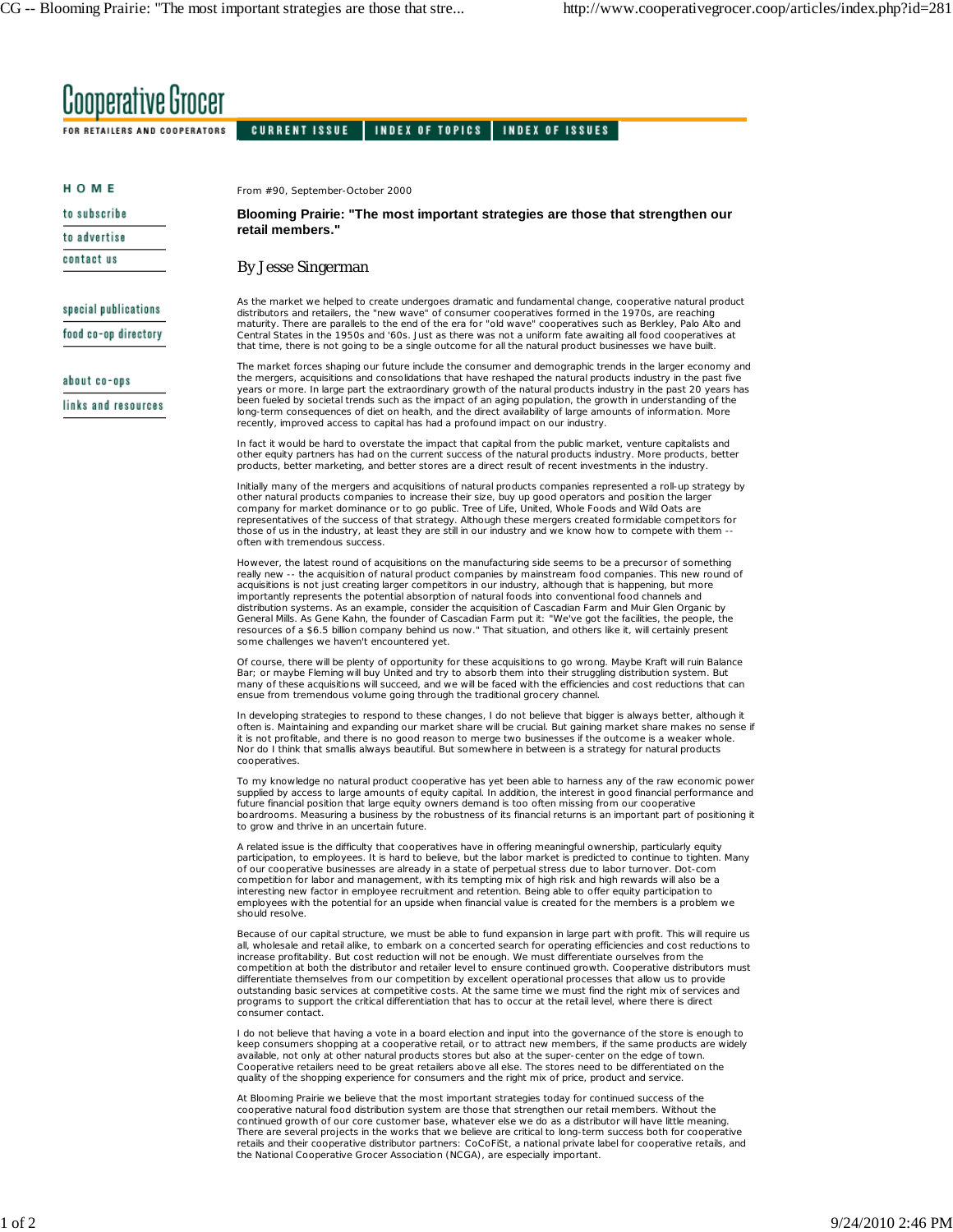From #90, September-October 2000

# Blooming Prairie: "The most important strategies are those that strengthen our retail members."

By Jesse Singerman

As the market we helped to create undergoes dramatic and fundamental change, cooperative natural product distributors and retailers, the "new wave" of consumer cooperatives formed in the 1970s, are reaching maturity. There are parallels to the end of the era for "old wave" cooperatives such as Berkley, Palo Alto and Central States in the 1950s and '60s. Just as there was not a uniform fate awaiting all food cooperatives at that time, there is not going to be a single outcome for all the natural product businesses we have built.

The market forces shaping our future include the consumer and demographic trends in the larger economy and the mergers, acquisitions and consolidations that have reshaped the natural products industry in the past five years or more. In large part the extraordinary growth of the natural products industry in the past 20 years has been fueled by societal trends such as the impact of an aging population, the growth in understanding of the long-term consequences of diet on health, and the direct availability of large amounts of information. More recently, improved access to capital has had a profound impact on our industry.

In fact it would be hard to overstate the impact that capital from the public market, venture capitalists and other equity partners has had on the current success of the natural products industry. More products, better products, better marketing, and better stores are a direct result of recent investments in the industry.

Initially many of the mergers and acquisitions of natural products companies represented a roll-up strategy by other natural products companies to increase their size, buy up good operators and position the larger company for market dominance or to go public. Tree of Life, United, Whole Foods and Wild Oats are representatives of the success of that strategy. Although these mergers created formidable competitors for those of us in the industry, at least they are still in our industry and we know how to compete with them -- often with tremendous success.

However, the latest round of acquisitions on the manufacturing side seems to be a precursor of something really new -- the acquisition of natural product companies by mainstream food companies. This new round of acquisitions is not just creating larger competitors in our industry, although that is happening, but more importantly represents the potential absorption of natural foods into conventional food channels and distribution systems. As an example, consider the acquisition of Cascadian Farm and Muir Glen Organic by General Mills. As Gene Kahn, the founder of Cascadian Farm put it: "We've got the facilities, the people, the resources of a $6.5 billion company behind us now." That situation, and others like it, will certainly present some challenges we haven't encountered yet.

Of course, there will be plenty of opportunity for these acquisitions to go wrong. Maybe Kraft will ruin Balance Bar; or maybe Fleming will buy United and try to absorb them into their struggling distribution system. But many of these acquisitions will succeed, and we will be faced with the efficiencies and cost reductions that can ensue from tremendous volume going through the traditional grocery channel.

In developing strategies to respond to these changes, I do not believe that bigger is always better, although it often is. Maintaining and expanding our market share will be crucial. But gaining market share makes no sense if it is not profitable, and there is no good reason to merge two businesses if the outcome is a weaker whole. Nor do I think that smallis always beautiful. But somewhere in between is a strategy for natural products cooperatives.

To my knowledge no natural product cooperative has yet been able to harness any of the raw economic power supplied by access to large amounts of equity capital. In addition, the interest in good financial performance and future financial position that large equity owners demand is too often missing from our cooperative boardrooms. Measuring a business by the robustness of its financial returns is an important part of positioning it to grow and thrive in an uncertain future.

A related issue is the difficulty that cooperatives have in offering meaningful ownership, particularly equity participation, to employees. It is hard to believe, but the labor market is predicted to continue to tighten. Many of our cooperative businesses are already in a state of perpetual stress due to labor turnover. Dot-com competition for labor and management, with its tempting mix of high risk and high rewards will also be a interesting new factor in employee recruitment and retention. Being able to offer equity participation to employees with the potential for an upside when financial value is created for the members is a problem we should resolve.

Because of our capital structure, we must be able to fund expansion in large part with profit. This will require us all, wholesale and retail alike, to embark on a concerted search for operating efficiencies and cost reductions to increase profitability. But cost reduction will not be enough. We must differentiate ourselves from the competition at both the distributor and retailer level to ensure continued growth. Cooperative distributors must differentiate themselves from our competition by excellent operational processes that allow us to provide outstanding basic services at competitive costs. At the same time we must find the right mix of services and programs to support the critical differentiation that has to occur at the retail level, where there is direct consumer contact.

I do not believe that having a vote in a board election and input into the governance of the store is enough to keep consumers shopping at a cooperative retail, or to attract new members, if the same products are widely available, not only at other natural products stores but also at the super-center on the edge of town. Cooperative retailers need to be great retailers above all else. The stores need to be differentiated on the quality of the shopping experience for consumers and the right mix of price, product and service.

At Blooming Prairie we believe that the most important strategies today for continued success of the cooperative natural food distribution system are those that strengthen our retail members. Without the continued growth of our core customer base, whatever else we do as a distributor will have little meaning. There are several projects in the works that we believe are critical to long-term success both for cooperative retails and their cooperative distributor partners: CoCoFiSt, a national private label for cooperative retails, and the National Cooperative Grocer Association (NCGA), are especially important.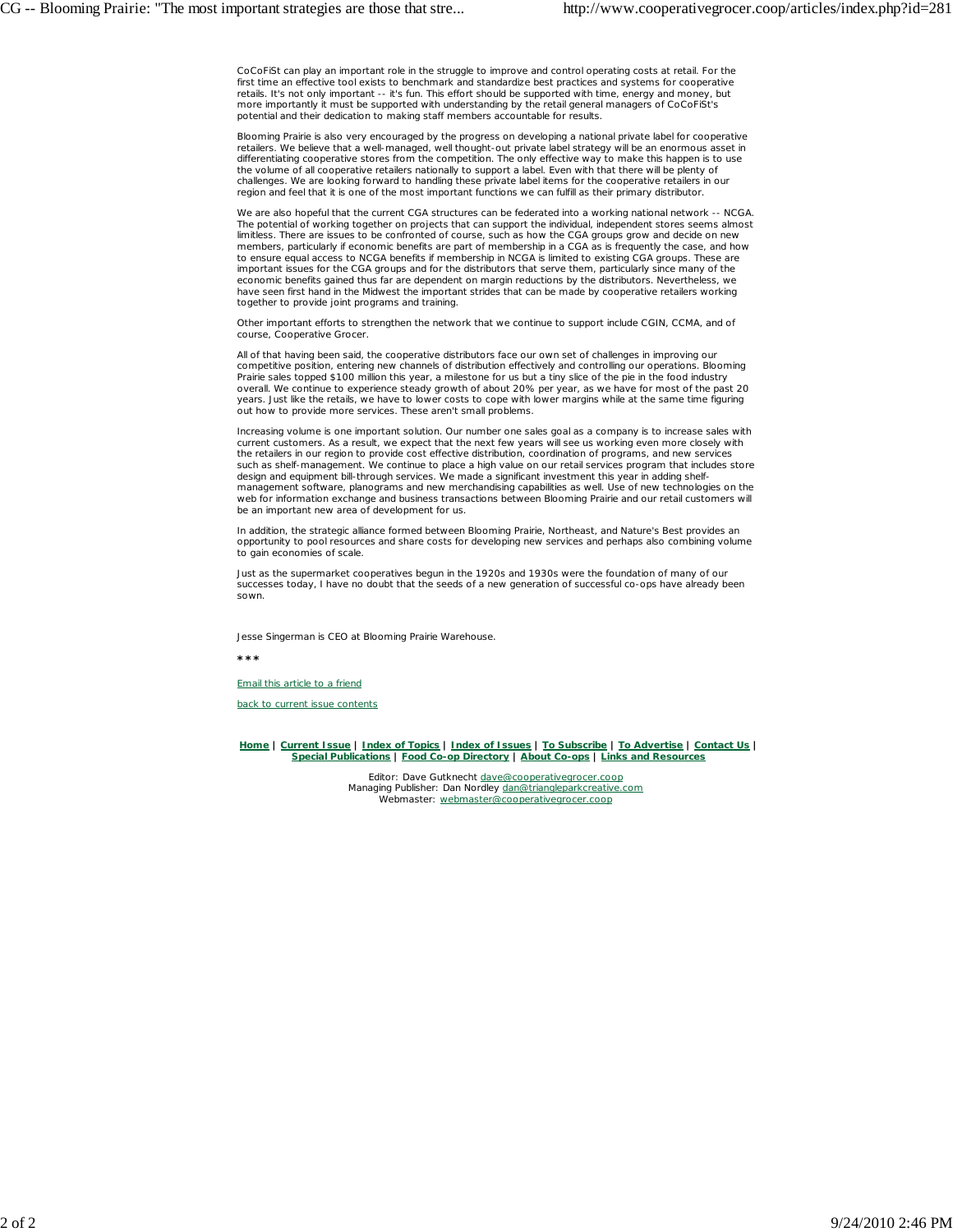CoCoFiSt can play an important role in the struggle to improve and control operating costs at retail. For the first time an effective tool exists to benchmark and standardize best practices and systems for cooperative retails. It's not only important -- it's fun. This effort should be supported with time, energy and money, but more importantly it must be supported with understanding by the retail general managers of CoCoFiSt's potential and their dedication to making staff members accountable for results.

Blooming Prairie is also very encouraged by the progress on developing a national private label for cooperative retailers. We believe that a well-managed, well thought-out private label strategy will be an enormous asset in differentiating cooperative stores from the competition. The only effective way to make this happen is to use the volume of all cooperative retailers nationally to support a label. Even with that there will be plenty of challenges. We are looking forward to handling these private label items for the cooperative retailers in our region and feel that it is one of the most important functions we can fulfill as their primary distributor.

We are also hopeful that the current CGA structures can be federated into a working national network -- NCGA. The potential of working together on projects that can support the individual, independent stores seems almost limitless. There are issues to be confronted of course, such as how the CGA groups grow and decide on new members, particularly if economic benefits are part of membership in a CGA as is frequently the case, and how to ensure equal access to NCGA benefits if membership in NCGA is limited to existing CGA groups. These are important issues for the CGA groups and for the distributors that serve them, particularly since many of the economic benefits gained thus far are dependent on margin reductions by the distributors. Nevertheless, we have seen first hand in the Midwest the important strides that can be made by cooperative retailers working together to provide joint programs and training.

Other important efforts to strengthen the network that we continue to support include CGIN, CCMA, and of course, Cooperative Grocer.

All of that having been said, the cooperative distributors face our own set of challenges in improving our competitive position, entering new channels of distribution effectively and controlling our operations. Blooming Prairie sales topped $100 million this year, a milestone for us but a tiny slice of the pie in the food industry overall. We continue to experience steady growth of about 20% per year, as we have for most of the past 20 years. Just like the retails, we have to lower costs to cope with lower margins while at the same time figuring out how to provide more services. These aren't small problems.

Increasing volume is one important solution. Our number one sales goal as a company is to increase sales with current customers. As a result, we expect that the next few years will see us working even more closely with the retailers in our region to provide cost effective distribution, coordination of programs, and new services such as shelf-management. We continue to place a high value on our retail services program that includes store design and equipment bill-through services. We made a significant investment this year in adding shelf-management software, planograms and new merchandising capabilities as well. Use of new technologies on the web for information exchange and business transactions between Blooming Prairie and our retail customers will be an important new area of development for us.

In addition, the strategic alliance formed between Blooming Prairie, Northeast, and Nature's Best provides an opportunity to pool resources and share costs for developing new services and perhaps also combining volume to gain economies of scale.

Just as the supermarket cooperatives begun in the 1920s and 1930s were the foundation of many of our successes today, I have no doubt that the seeds of a new generation of successful co-ops have already been sown.

Jesse Singerman is CEO at Blooming Prairie Warehouse.

***

Email this article to a friend

back to current issue contents

**Home** | **Current Issue** | **Index of Topics** | **Index of Issues** | **To Subscribe** | **To Advertise** | **Contact Us** | **Special Publications** | **Food Co-op Directory** | **About Co-ops** | **Links and Resources**

Editor: Dave Gutknecht dave@cooperativegrocer.coop
Managing Publisher: Dan Nordley dan@triangleparkcreative.com
Webmaster: webmaster@cooperativegrocer.coop